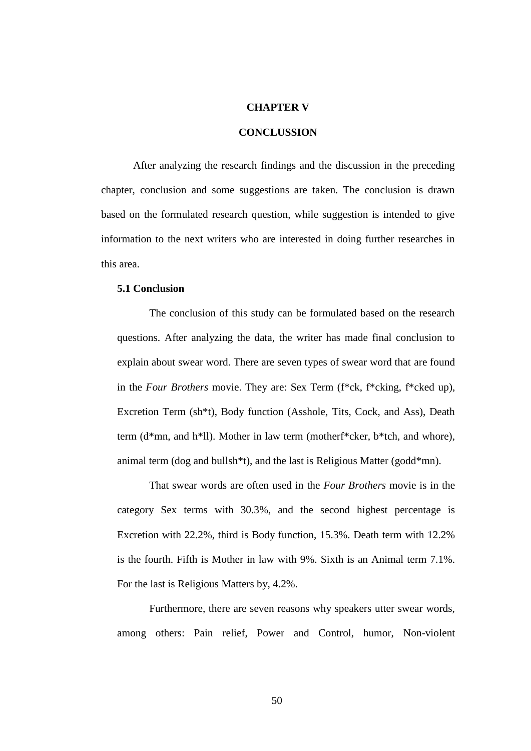# CHAPTER V

# CONCLUSSION

After analyzing the research findings and the discussion in the preceding chapter, conclusion and some suggestions are taken. The conclusion is drawn based on the formulated research question, while suggestion is intended to give information to the next writers who are interested in doing further researches in this area.

## 5.1 Conclusion

The conclusion of this study can be formulated based on the research questions. After analyzing the data, the writer has made final conclusion to explain about swear word. There are seven types of swear word that are found in the *Four Brothers* movie. They are: Sex Term (f*ck, f*cking, f*cked up), Excretion Term (sh*t), Body function (Asshole, Tits, Cock, and Ass), Death term (d*mn, and h*ll). Mother in law term (motherf*cker, b*tch, and whore), animal term (dog and bullsh*t), and the last is Religious Matter (godd*mn).

That swear words are often used in the *Four Brothers* movie is in the category Sex terms with 30.3%, and the second highest percentage is Excretion with 22.2%, third is Body function, 15.3%. Death term with 12.2% is the fourth. Fifth is Mother in law with 9%. Sixth is an Animal term 7.1%. For the last is Religious Matters by, 4.2%.

Furthermore, there are seven reasons why speakers utter swear words, among others: Pain relief, Power and Control, humor, Non-violent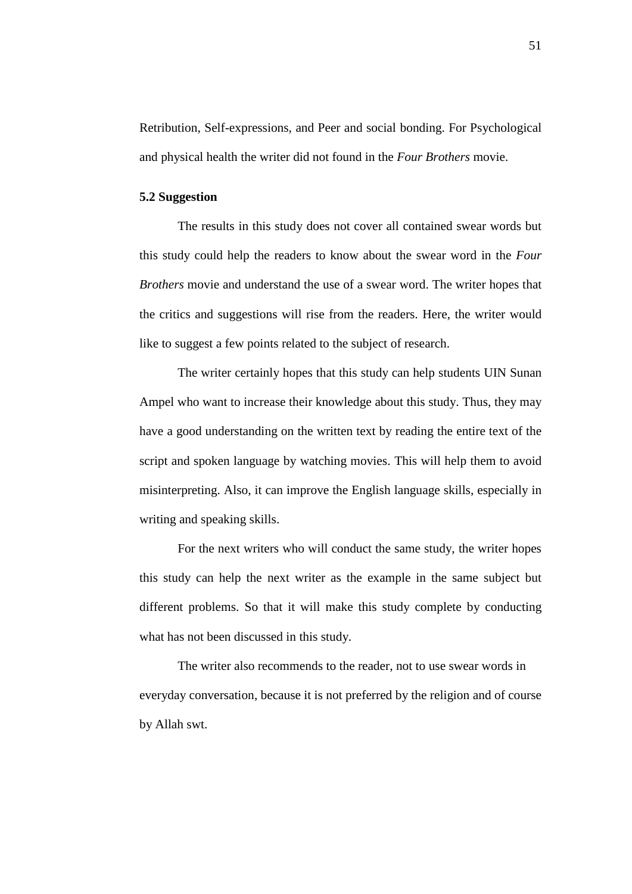Retribution, Self-expressions, and Peer and social bonding. For Psychological and physical health the writer did not found in the *Four Brothers* movie.

### 5.2 Suggestion

The results in this study does not cover all contained swear words but this study could help the readers to know about the swear word in the *Four Brothers* movie and understand the use of a swear word. The writer hopes that the critics and suggestions will rise from the readers. Here, the writer would like to suggest a few points related to the subject of research.

The writer certainly hopes that this study can help students UIN Sunan Ampel who want to increase their knowledge about this study. Thus, they may have a good understanding on the written text by reading the entire text of the script and spoken language by watching movies. This will help them to avoid misinterpreting. Also, it can improve the English language skills, especially in writing and speaking skills.

For the next writers who will conduct the same study, the writer hopes this study can help the next writer as the example in the same subject but different problems. So that it will make this study complete by conducting what has not been discussed in this study.

The writer also recommends to the reader, not to use swear words in everyday conversation, because it is not preferred by the religion and of course by Allah swt.